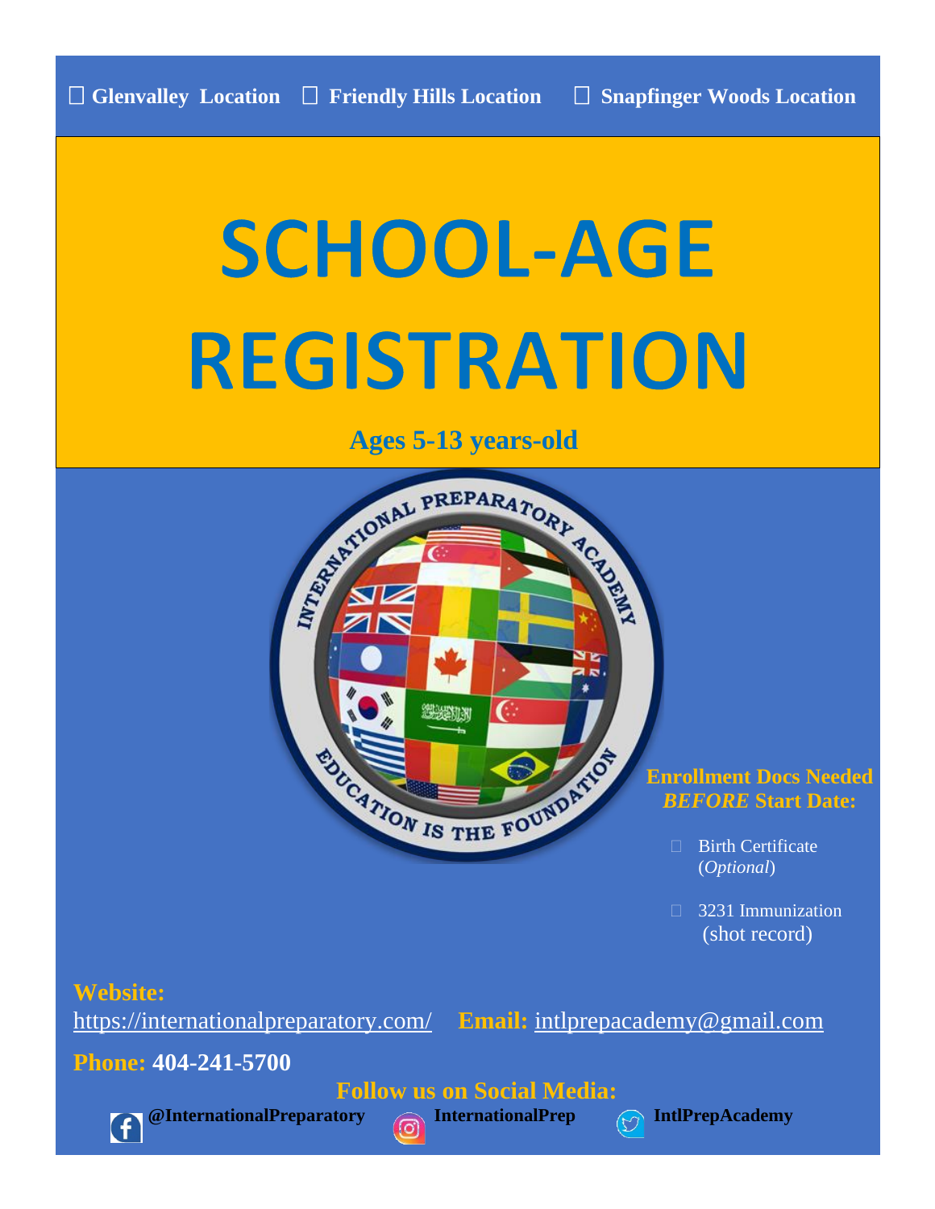☐ **Glenvalley Location** ☐ **Friendly Hills Location** ☐ **Snapfinger Woods Location**

# SCHOOL-AGE REGISTRATION

**Ages 5-13 years-old**

**Enrollment Docs Needed *BEFORE* Start Date:**

- Birth Certificate (*Optional*)
- 3231 Immunization (shot record)

**Website:** https://internationalpreparatory.com/ **Email:** intlprepacademy@gmail.com

**Phone: 404-241-5700**

**Follow us on Social Media:**

**@InternationalPreparatory** **InternationalPrep** **IntlPrepAcademy**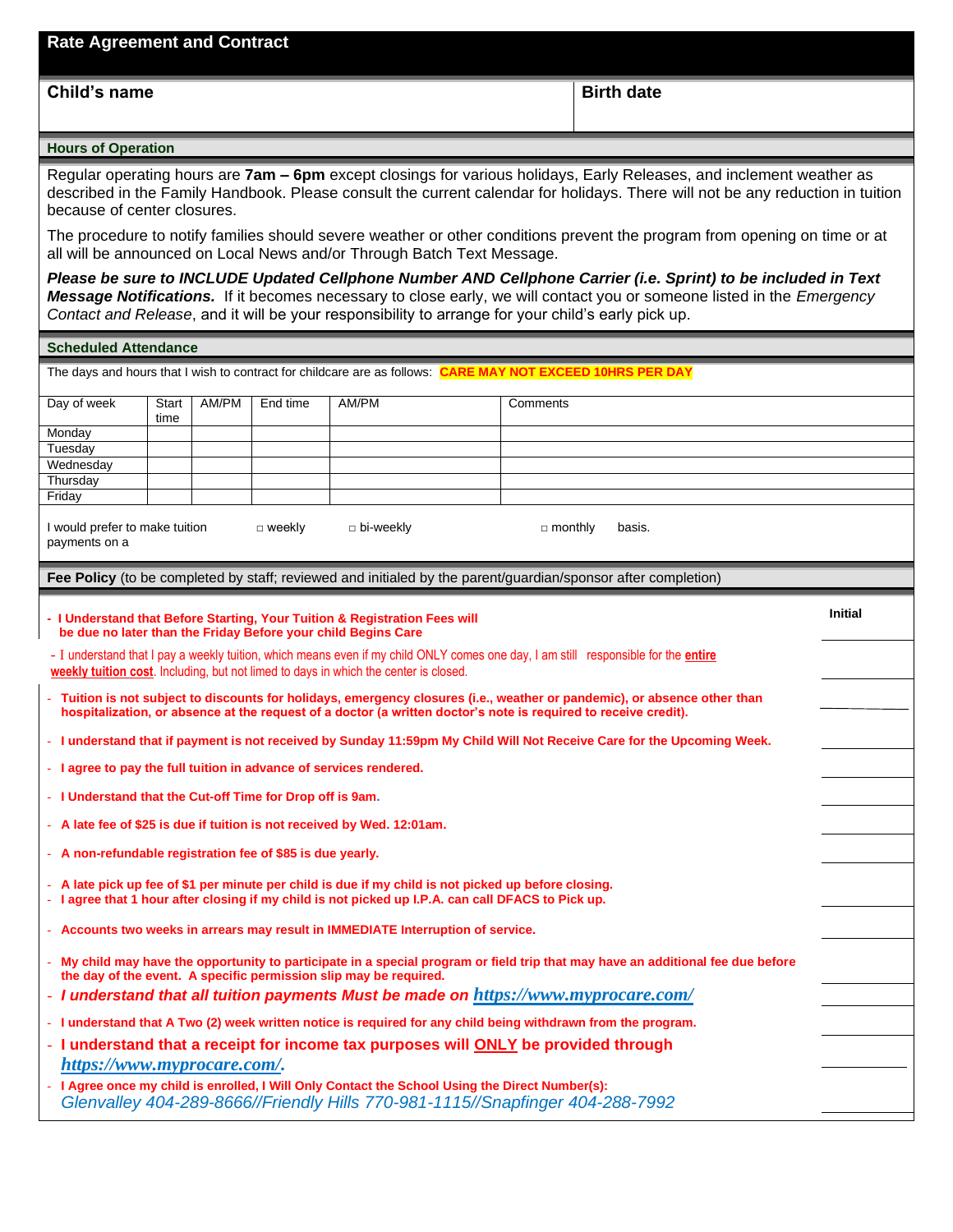# Rate Agreement and Contract

| Child's name | Birth date |
|---|---|
| | |

## Hours of Operation

Regular operating hours are **7am – 6pm** except closings for various holidays, Early Releases, and inclement weather as described in the Family Handbook. Please consult the current calendar for holidays. There will not be any reduction in tuition because of center closures.

The procedure to notify families should severe weather or other conditions prevent the program from opening on time or at all will be announced on Local News and/or Through Batch Text Message.

***Please be sure to INCLUDE Updated Cellphone Number AND Cellphone Carrier (i.e. Sprint) to be included in Text Message Notifications.*** If it becomes necessary to close early, we will contact you or someone listed in the *Emergency Contact and Release*, and it will be your responsibility to arrange for your child's early pick up.

## Scheduled Attendance

The days and hours that I wish to contract for childcare are as follows: **CARE MAY NOT EXCEED 10HRS PER DAY**

| Day of week | Start time | AM/PM | End time | AM/PM | Comments |
|---|---|---|---|---|---|
| Monday | | | | | |
| Tuesday | | | | | |
| Wednesday | | | | | |
| Thursday | | | | | |
| Friday | | | | | |

I would prefer to make tuition payments on a □ weekly □ bi-weekly □ monthly basis.

## Fee Policy (to be completed by staff; reviewed and initialed by the parent/guardian/sponsor after completion)

| | Initial |
|---|---|
| - **I Understand that Before Starting, Your Tuition & Registration Fees will be due no later than the Friday Before your child Begins Care** | |
| - I understand that I pay a weekly tuition, which means even if my child ONLY comes one day, I am still responsible for the **entire weekly tuition cost**. Including, but not limed to days in which the center is closed. | |
| - **Tuition is not subject to discounts for holidays, emergency closures (i.e., weather or pandemic), or absence other than hospitalization, or absence at the request of a doctor (a written doctor's note is required to receive credit).** | |
| - **I understand that if payment is not received by Sunday 11:59pm My Child Will Not Receive Care for the Upcoming Week.** | |
| - **I agree to pay the full tuition in advance of services rendered.** | |
| - **I Understand that the Cut-off Time for Drop off is 9am.** | |
| - **A late fee of $25 is due if tuition is not received by Wed. 12:01am.** | |
| - **A non-refundable registration fee of $85 is due yearly.** | |
| - **A late pick up fee of $1 per minute per child is due if my child is not picked up before closing.**<br>- **I agree that 1 hour after closing if my child is not picked up I.P.A. can call DFACS to Pick up.** | |
| - **Accounts two weeks in arrears may result in IMMEDIATE Interruption of service.** | |
| - **My child may have the opportunity to participate in a special program or field trip that may have an additional fee due before the day of the event. A specific permission slip may be required.** | |
| - ***I understand that all tuition payments Must be made on https://www.myprocare.com/*** | |
| - **I understand that A Two (2) week written notice is required for any child being withdrawn from the program.** | |
| - **I understand that a receipt for income tax purposes will ONLY be provided through https://www.myprocare.com/.** | |
| - **I Agree once my child is enrolled, I Will Only Contact the School Using the Direct Number(s):**<br>*Glenvalley 404-289-8666//Friendly Hills 770-981-1115//Snapfinger 404-288-7992* | |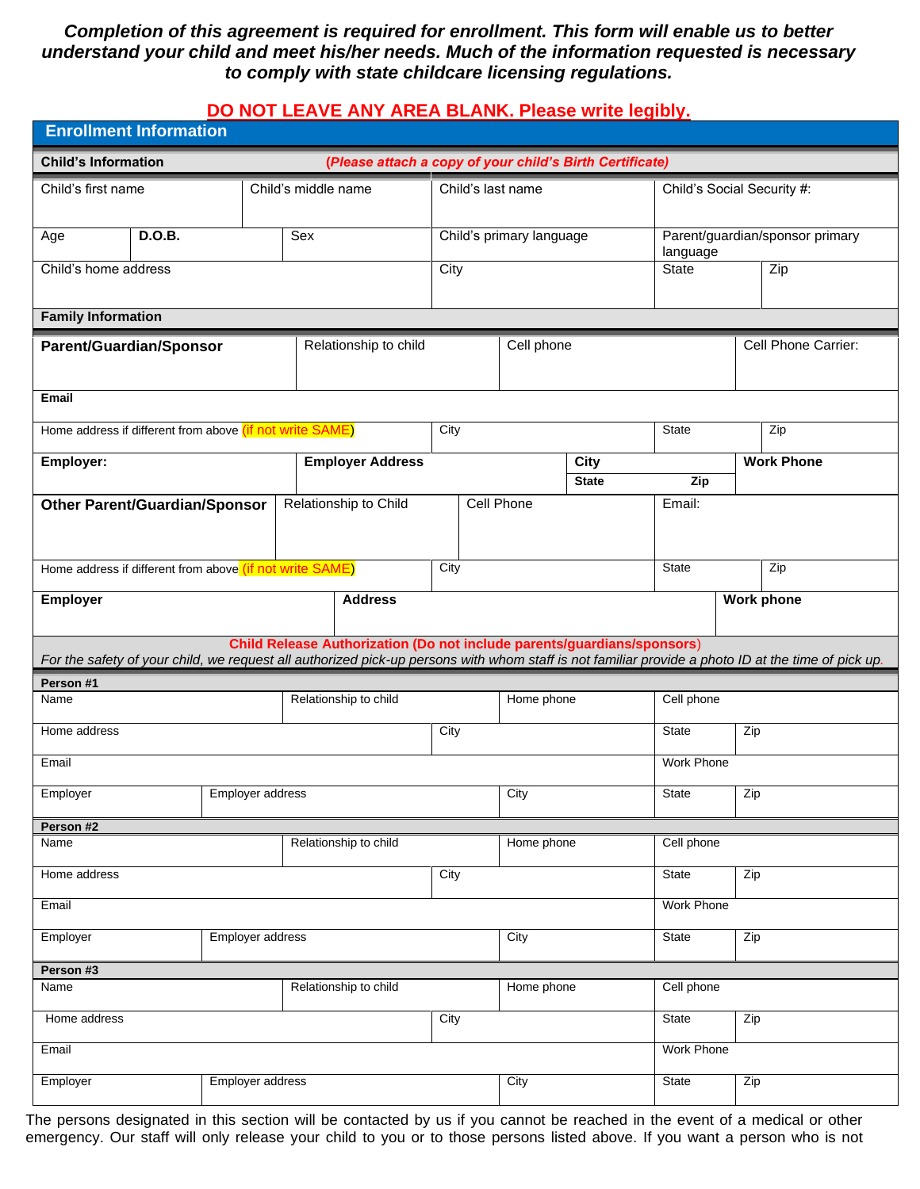***Completion of this agreement is required for enrollment. This form will enable us to better understand your child and meet his/her needs. Much of the information requested is necessary to comply with state childcare licensing regulations.***

**DO NOT LEAVE ANY AREA BLANK. Please write legibly.**

## Enrollment Information

**Child's Information** ***(Please attach a copy of your child's Birth Certificate)***

| Child's first name | Child's middle name | Child's last name | Child's Social Security #: |
|---|---|---|---|
| | | | |

| Age | **D.O.B.** | Sex | Child's primary language | Parent/guardian/sponsor primary language |
|---|---|---|---|---|
| | | | | |

| Child's home address | City | State | Zip |
|---|---|---|---|
| | | | |

**Family Information**

| **Parent/Guardian/Sponsor** | Relationship to child | Cell phone | Cell Phone Carrier: |
|---|---|---|---|
| | | | |

| **Email** |
|---|
| |

| Home address if different from above (if not write SAME) | City | State | Zip |
|---|---|---|---|
| | | | |

| **Employer:** | **Employer Address** | **City** / **State** / **Zip** | **Work Phone** |
|---|---|---|---|
| | | | |

| **Other Parent/Guardian/Sponsor** | Relationship to Child | Cell Phone | Email: |
|---|---|---|---|
| | | | |

| Home address if different from above (if not write SAME) | City | State | Zip |
|---|---|---|---|
| | | | |

| **Employer** | **Address** | **Work phone** |
|---|---|---|
| | | |

**Child Release Authorization (Do not include parents/guardians/sponsors)**

*For the safety of your child, we request all authorized pick-up persons with whom staff is not familiar provide a photo ID at the time of pick up.*

**Person #1**

| Name | Relationship to child | Home phone | Cell phone |
|---|---|---|---|
| | | | |

| Home address | City | State | Zip |
|---|---|---|---|
| | | | |

| Email | Work Phone |
|---|---|
| | |

| Employer | Employer address | City | State | Zip |
|---|---|---|---|---|
| | | | | |

**Person #2**

| Name | Relationship to child | Home phone | Cell phone |
|---|---|---|---|
| | | | |

| Home address | City | State | Zip |
|---|---|---|---|
| | | | |

| Email | Work Phone |
|---|---|
| | |

| Employer | Employer address | City | State | Zip |
|---|---|---|---|---|
| | | | | |

**Person #3**

| Name | Relationship to child | Home phone | Cell phone |
|---|---|---|---|
| | | | |

| Home address | City | State | Zip |
|---|---|---|---|
| | | | |

| Email | Work Phone |
|---|---|
| | |

| Employer | Employer address | City | State | Zip |
|---|---|---|---|---|
| | | | | |

The persons designated in this section will be contacted by us if you cannot be reached in the event of a medical or other emergency. Our staff will only release your child to you or to those persons listed above. If you want a person who is not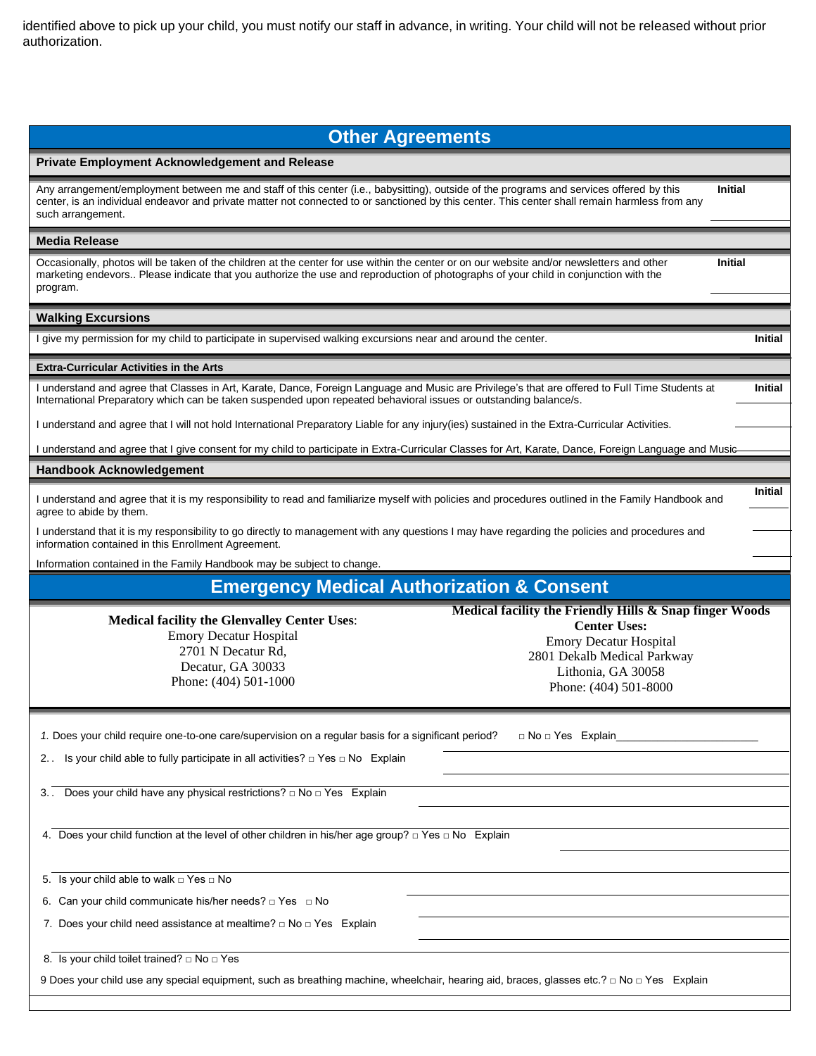identified above to pick up your child, you must notify our staff in advance, in writing. Your child will not be released without prior authorization.

## Other Agreements

### Private Employment Acknowledgement and Release

Any arrangement/employment between me and staff of this center (i.e., babysitting), outside of the programs and services offered by this center, is an individual endeavor and private matter not connected to or sanctioned by this center. This center shall remain harmless from any such arrangement.

**Initial** ________

### Media Release

Occasionally, photos will be taken of the children at the center for use within the center or on our website and/or newsletters and other marketing endevors.. Please indicate that you authorize the use and reproduction of photographs of your child in conjunction with the program.

**Initial** ________

### Walking Excursions

I give my permission for my child to participate in supervised walking excursions near and around the center.

**Initial** ________

### Extra-Curricular Activities in the Arts

I understand and agree that Classes in Art, Karate, Dance, Foreign Language and Music are Privilege's that are offered to Full Time Students at International Preparatory which can be taken suspended upon repeated behavioral issues or outstanding balance/s.

**Initial** ________

I understand and agree that I will not hold International Preparatory Liable for any injury(ies) sustained in the Extra-Curricular Activities. ________

I understand and agree that I give consent for my child to participate in Extra-Curricular Classes for Art, Karate, Dance, Foreign Language and Music ________

### Handbook Acknowledgement

I understand and agree that it is my responsibility to read and familiarize myself with policies and procedures outlined in the Family Handbook and agree to abide by them.

**Initial** ________

I understand that it is my responsibility to go directly to management with any questions I may have regarding the policies and procedures and information contained in this Enrollment Agreement. ________

Information contained in the Family Handbook may be subject to change. ________

## Emergency Medical Authorization & Consent

**Medical facility the Glenvalley Center Uses**:
Emory Decatur Hospital
2701 N Decatur Rd,
Decatur, GA 30033
Phone: (404) 501-1000

**Medical facility the Friendly Hills & Snap finger Woods Center Uses:**
Emory Decatur Hospital
2801 Dekalb Medical Parkway
Lithonia, GA 30058
Phone: (404) 501-8000

1. Does your child require one-to-one care/supervision on a regular basis for a significant period? □ No □ Yes Explain________________________
2. Is your child able to fully participate in all activities? □ Yes □ No Explain ________________________
3. Does your child have any physical restrictions? □ No □ Yes Explain ________________________
4. Does your child function at the level of other children in his/her age group? □ Yes □ No Explain ________________________
5. Is your child able to walk □ Yes □ No
6. Can your child communicate his/her needs? □ Yes □ No
7. Does your child need assistance at mealtime? □ No □ Yes Explain ________________________
8. Is your child toilet trained? □ No □ Yes
9. Does your child use any special equipment, such as breathing machine, wheelchair, hearing aid, braces, glasses etc.? □ No □ Yes Explain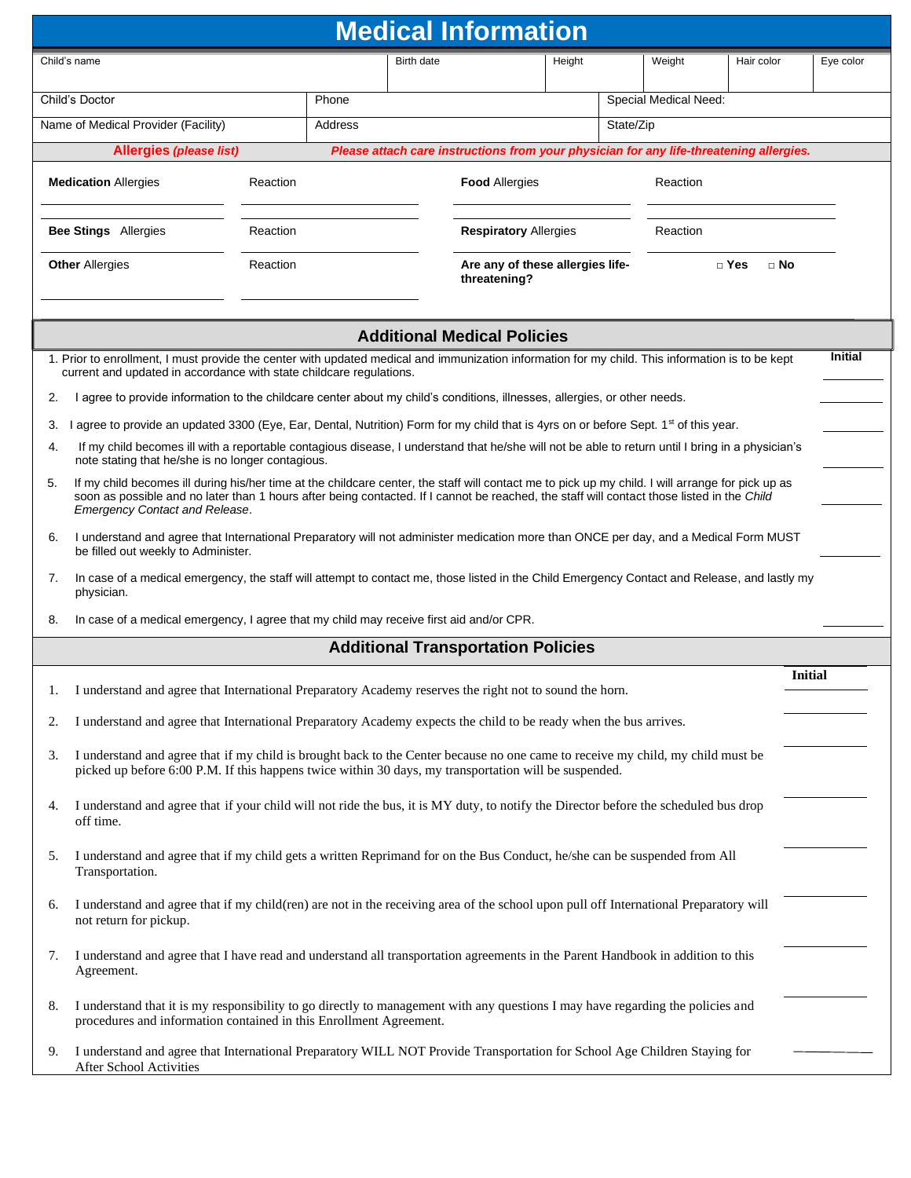# Medical Information

| Child's name | Birth date | Height | Weight | Hair color | Eye color |
|---|---|---|---|---|---|
| | | | | | |

| Child's Doctor | Phone | Special Medical Need: |
|---|---|---|
| Name of Medical Provider (Facility) | Address | State/Zip |

**Allergies** ***(please list)*** ***Please attach care instructions from your physician for any life-threatening allergies.***

| **Medication** Allergies | Reaction | **Food** Allergies | Reaction |
|---|---|---|---|
| **Bee Stings** Allergies | Reaction | **Respiratory** Allergies | Reaction |
| **Other** Allergies | Reaction | **Are any of these allergies life-threatening?** | □ **Yes** □ **No** |

## Additional Medical Policies

| | | **Initial** |
|---|---|---|
| 1. | Prior to enrollment, I must provide the center with updated medical and immunization information for my child. This information is to be kept current and updated in accordance with state childcare regulations. | |
| 2. | I agree to provide information to the childcare center about my child's conditions, illnesses, allergies, or other needs. | |
| 3. | I agree to provide an updated 3300 (Eye, Ear, Dental, Nutrition) Form for my child that is 4yrs on or before Sept. 1st of this year. | |
| 4. | If my child becomes ill with a reportable contagious disease, I understand that he/she will not be able to return until I bring in a physician's note stating that he/she is no longer contagious. | |
| 5. | If my child becomes ill during his/her time at the childcare center, the staff will contact me to pick up my child. I will arrange for pick up as soon as possible and no later than 1 hours after being contacted. If I cannot be reached, the staff will contact those listed in the *Child Emergency Contact and Release*. | |
| 6. | I understand and agree that International Preparatory will not administer medication more than ONCE per day, and a Medical Form MUST be filled out weekly to Administer. | |
| 7. | In case of a medical emergency, the staff will attempt to contact me, those listed in the Child Emergency Contact and Release, and lastly my physician. | |
| 8. | In case of a medical emergency, I agree that my child may receive first aid and/or CPR. | |

## Additional Transportation Policies

| | | **Initial** |
|---|---|---|
| 1. | I understand and agree that International Preparatory Academy reserves the right not to sound the horn. | |
| 2. | I understand and agree that International Preparatory Academy expects the child to be ready when the bus arrives. | |
| 3. | I understand and agree that if my child is brought back to the Center because no one came to receive my child, my child must be picked up before 6:00 P.M. If this happens twice within 30 days, my transportation will be suspended. | |
| 4. | I understand and agree that if your child will not ride the bus, it is MY duty, to notify the Director before the scheduled bus drop off time. | |
| 5. | I understand and agree that if my child gets a written Reprimand for on the Bus Conduct, he/she can be suspended from All Transportation. | |
| 6. | I understand and agree that if my child(ren) are not in the receiving area of the school upon pull off International Preparatory will not return for pickup. | |
| 7. | I understand and agree that I have read and understand all transportation agreements in the Parent Handbook in addition to this Agreement. | |
| 8. | I understand that it is my responsibility to go directly to management with any questions I may have regarding the policies and procedures and information contained in this Enrollment Agreement. | |
| 9. | I understand and agree that International Preparatory WILL NOT Provide Transportation for School Age Children Staying for After School Activities | |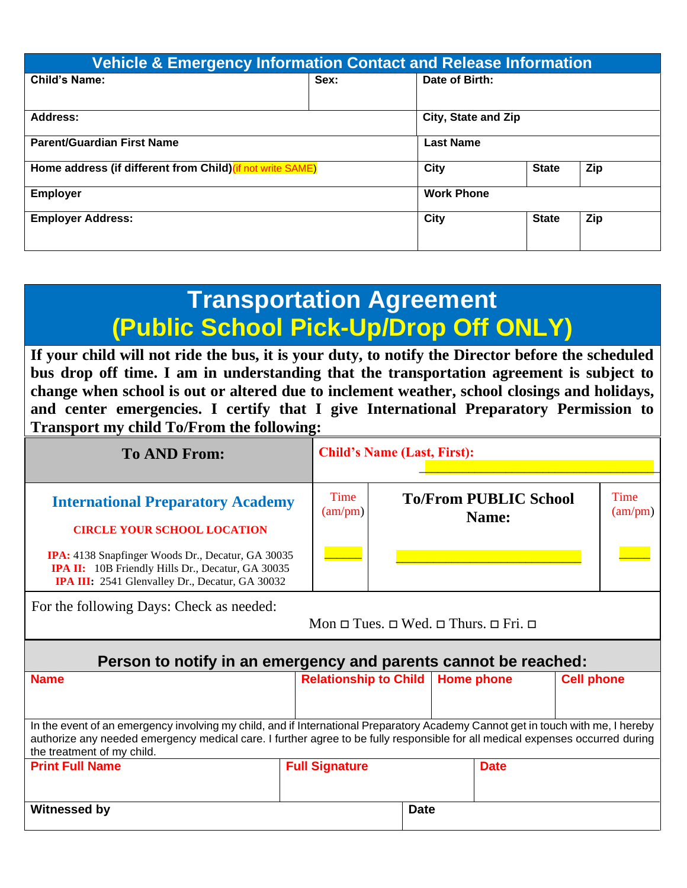## Vehicle & Emergency Information Contact and Release Information

| Child's Name: | | Sex: | Date of Birth: | | |
|---|---|---|---|---|---|
| Address: | | | City, State and Zip | | |
| Parent/Guardian First Name | | | Last Name | | |
| Home address (if different from Child) (if not write SAME) | | | City | State | Zip |
| Employer | | | Work Phone | | |
| Employer Address: | | | City | State | Zip |

# Transportation Agreement
## (Public School Pick-Up/Drop Off ONLY)

**If your child will not ride the bus, it is your duty, to notify the Director before the scheduled bus drop off time. I am in understanding that the transportation agreement is subject to change when school is out or altered due to inclement weather, school closings and holidays, and center emergencies. I certify that I give International Preparatory Permission to Transport my child To/From the following:**

| **To AND From:** | **Child's Name (Last, First):** ______________________________ | | |
|---|---|---|---|
| **International Preparatory Academy**<br><br>**CIRCLE YOUR SCHOOL LOCATION**<br><br>**IPA:** 4138 Snapfinger Woods Dr., Decatur, GA 30035<br>**IPA II:** 10B Friendly Hills Dr., Decatur, GA 30035<br>**IPA III:** 2541 Glenvalley Dr., Decatur, GA 30032 | Time (am/pm)<br><br>______ | **To/From PUBLIC School Name:**<br><br>______________________________ | Time (am/pm)<br><br>_____ |

For the following Days: Check as needed:

Mon ◻ Tues. ◻ Wed. ◻ Thurs. ◻ Fri. ◻

### Person to notify in an emergency and parents cannot be reached:

| Name | Relationship to Child | Home phone | Cell phone |
|---|---|---|---|
| | | | |

In the event of an emergency involving my child, and if International Preparatory Academy Cannot get in touch with me, I hereby authorize any needed emergency medical care. I further agree to be fully responsible for all medical expenses occurred during the treatment of my child.

| Print Full Name | Full Signature | Date |
|---|---|---|
| | | |

| Witnessed by | Date |
|---|---|
| | |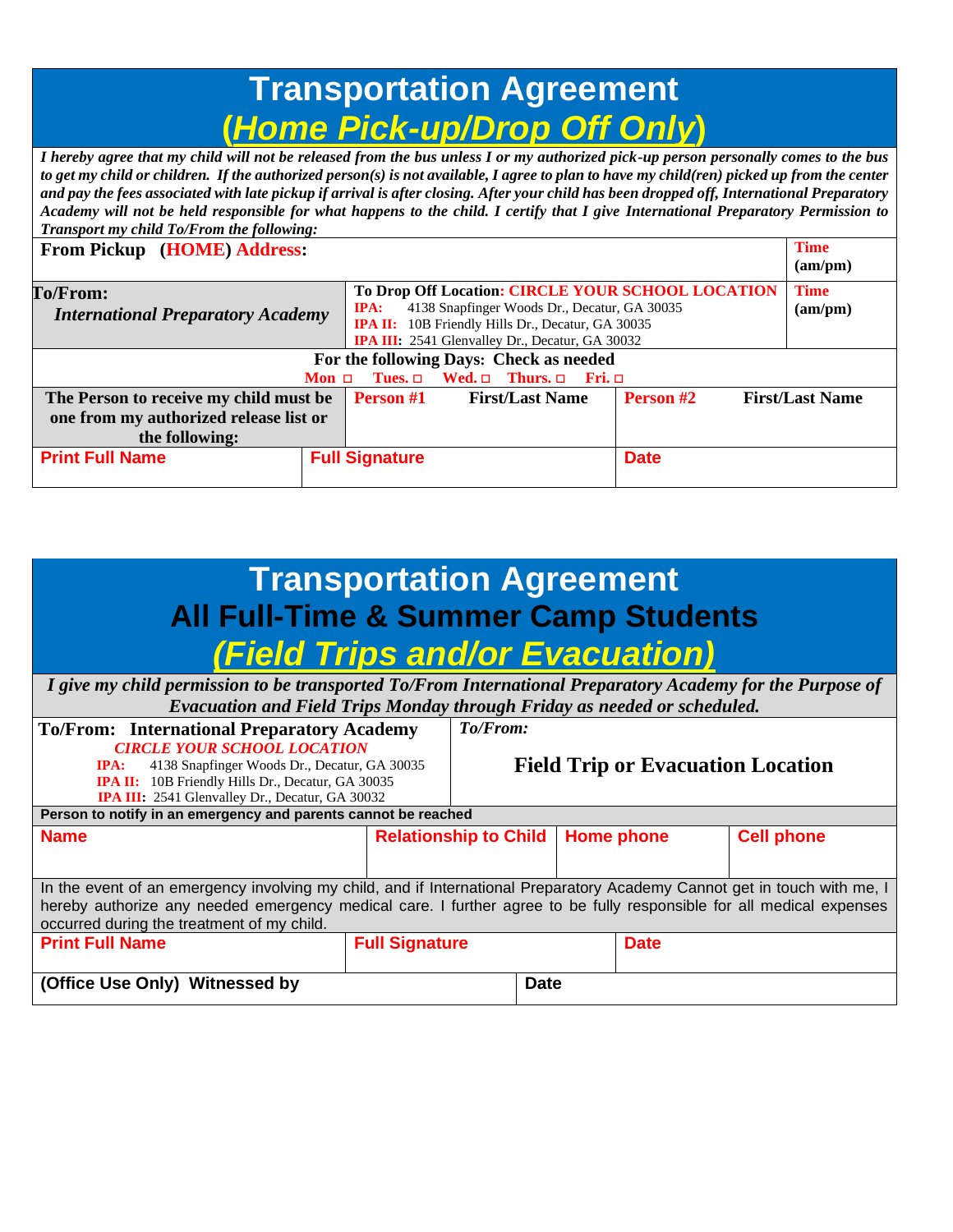# Transportation Agreement
## (*Home Pick-up/Drop Off Only*)

***I hereby agree that my child will not be released from the bus unless I or my authorized pick-up person personally comes to the bus to get my child or children. If the authorized person(s) is not available, I agree to plan to have my child(ren) picked up from the center and pay the fees associated with late pickup if arrival is after closing. After your child has been dropped off, International Preparatory Academy will not be held responsible for what happens to the child. I certify that I give International Preparatory Permission to Transport my child To/From the following:***

| | | | | |
|---|---|---|---|---|
| **From Pickup (HOME) Address:** | | | | **Time (am/pm)** |
| **To/From:** *International Preparatory Academy* | **To Drop Off Location: CIRCLE YOUR SCHOOL LOCATION**<br>**IPA:** 4138 Snapfinger Woods Dr., Decatur, GA 30035<br>**IPA II:** 10B Friendly Hills Dr., Decatur, GA 30035<br>**IPA III:** 2541 Glenvalley Dr., Decatur, GA 30032 | | | **Time (am/pm)** |
| **For the following Days: Check as needed**<br>**Mon ◻ Tues. ◻ Wed. ◻ Thurs. ◻ Fri. ◻** | | | | |
| **The Person to receive my child must be one from my authorized release list or the following:** | **Person #1** **First/Last Name** | | **Person #2** **First/Last Name** | |
| **Print Full Name** | **Full Signature** | | **Date** | |

# Transportation Agreement
## All Full-Time & Summer Camp Students
## *(Field Trips and/or Evacuation)*

***I give my child permission to be transported To/From International Preparatory Academy for the Purpose of Evacuation and Field Trips Monday through Friday as needed or scheduled.***

| | |
|---|---|
| **To/From: International Preparatory Academy**<br>***CIRCLE YOUR SCHOOL LOCATION***<br>**IPA:** 4138 Snapfinger Woods Dr., Decatur, GA 30035<br>**IPA II:** 10B Friendly Hills Dr., Decatur, GA 30035<br>**IPA III:** 2541 Glenvalley Dr., Decatur, GA 30032 | ***To/From:***<br>**Field Trip or Evacuation Location** |

**Person to notify in an emergency and parents cannot be reached**

| Name | Relationship to Child | Home phone | Cell phone |
|---|---|---|---|
| | | | |

In the event of an emergency involving my child, and if International Preparatory Academy Cannot get in touch with me, I hereby authorize any needed emergency medical care. I further agree to be fully responsible for all medical expenses occurred during the treatment of my child.

| Print Full Name | Full Signature | Date |
|---|---|---|
| | | |

| (Office Use Only) Witnessed by | Date |
|---|---|
| | |